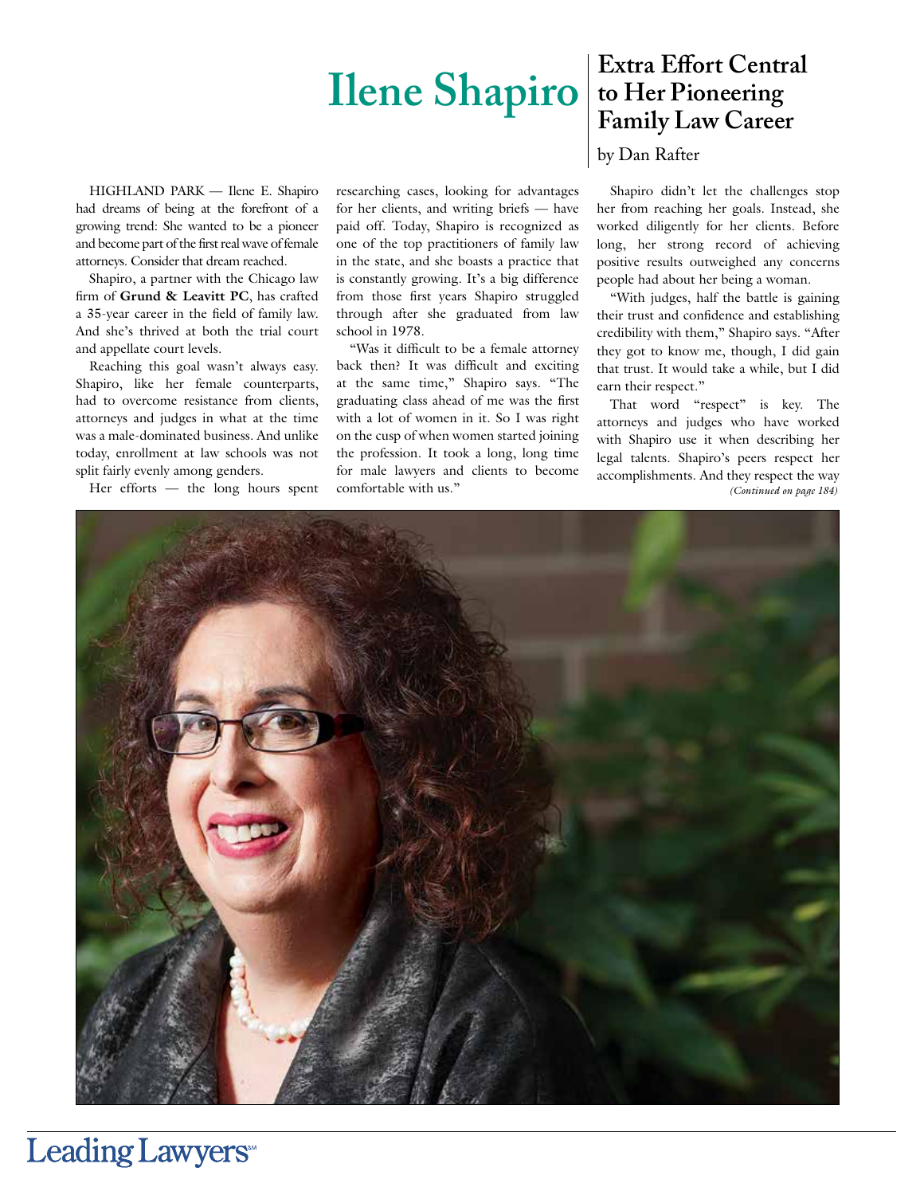# Ilene Shapiro

## Extra Effort Central to Her Pioneering Family Law Career

by Dan Rafter

HIGHLAND PARK — Ilene E. Shapiro had dreams of being at the forefront of a growing trend: She wanted to be a pioneer and become part of the first real wave of female attorneys. Consider that dream reached.

Shapiro, a partner with the Chicago law firm of **Grund & Leavitt PC**, has crafted a 35-year career in the field of family law. And she's thrived at both the trial court and appellate court levels.

Reaching this goal wasn't always easy. Shapiro, like her female counterparts, had to overcome resistance from clients, attorneys and judges in what at the time was a male-dominated business. And unlike today, enrollment at law schools was not split fairly evenly among genders.

Her efforts — the long hours spent researching cases, looking for advantages for her clients, and writing briefs — have paid off. Today, Shapiro is recognized as one of the top practitioners of family law in the state, and she boasts a practice that is constantly growing. It's a big difference from those first years Shapiro struggled through after she graduated from law school in 1978.

"Was it difficult to be a female attorney back then? It was difficult and exciting at the same time," Shapiro says. "The graduating class ahead of me was the first with a lot of women in it. So I was right on the cusp of when women started joining the profession. It took a long, long time for male lawyers and clients to become comfortable with us."

Shapiro didn't let the challenges stop her from reaching her goals. Instead, she worked diligently for her clients. Before long, her strong record of achieving positive results outweighed any concerns people had about her being a woman.

"With judges, half the battle is gaining their trust and confidence and establishing credibility with them," Shapiro says. "After they got to know me, though, I did gain that trust. It would take a while, but I did earn their respect."

That word "respect" is key. The attorneys and judges who have worked with Shapiro use it when describing her legal talents. Shapiro's peers respect her accomplishments. And they respect the way

*(Continued on page 184)*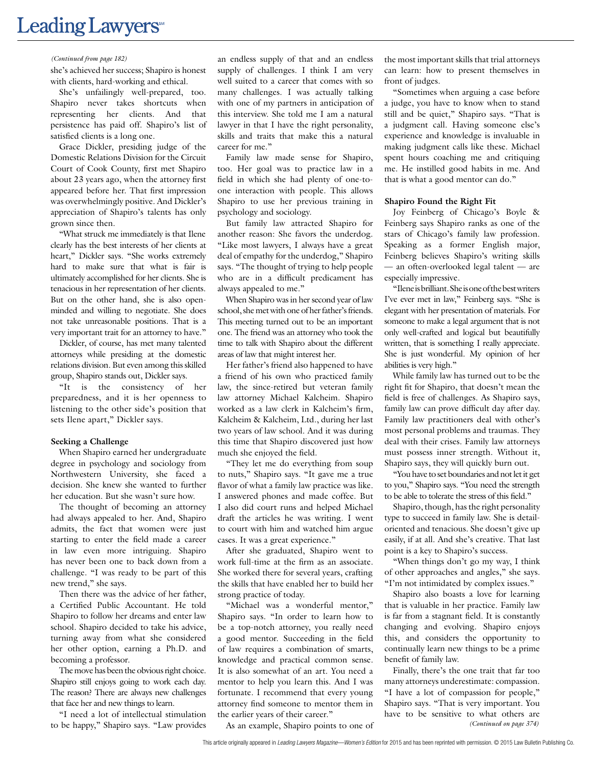*(Continued from page 182)*

she's achieved her success; Shapiro is honest with clients, hard-working and ethical.

She's unfailingly well-prepared, too. Shapiro never takes shortcuts when representing her clients. And that persistence has paid off. Shapiro's list of satisfied clients is a long one.

Grace Dickler, presiding judge of the Domestic Relations Division for the Circuit Court of Cook County, first met Shapiro about 23 years ago, when the attorney first appeared before her. That first impression was overwhelmingly positive. And Dickler's appreciation of Shapiro's talents has only grown since then.

"What struck me immediately is that Ilene clearly has the best interests of her clients at heart," Dickler says. "She works extremely hard to make sure that what is fair is ultimately accomplished for her clients. She is tenacious in her representation of her clients. But on the other hand, she is also open-minded and willing to negotiate. She does not take unreasonable positions. That is a very important trait for an attorney to have."

Dickler, of course, has met many talented attorneys while presiding at the domestic relations division. But even among this skilled group, Shapiro stands out, Dickler says.

"It is the consistency of her preparedness, and it is her openness to listening to the other side's position that sets Ilene apart," Dickler says.

**Seeking a Challenge**

When Shapiro earned her undergraduate degree in psychology and sociology from Northwestern University, she faced a decision. She knew she wanted to further her education. But she wasn't sure how.

The thought of becoming an attorney had always appealed to her. And, Shapiro admits, the fact that women were just starting to enter the field made a career in law even more intriguing. Shapiro has never been one to back down from a challenge. "I was ready to be part of this new trend," she says.

Then there was the advice of her father, a Certified Public Accountant. He told Shapiro to follow her dreams and enter law school. Shapiro decided to take his advice, turning away from what she considered her other option, earning a Ph.D. and becoming a professor.

The move has been the obvious right choice. Shapiro still enjoys going to work each day. The reason? There are always new challenges that face her and new things to learn.

"I need a lot of intellectual stimulation to be happy," Shapiro says. "Law provides an endless supply of that and an endless supply of challenges. I think I am very well suited to a career that comes with so many challenges. I was actually talking with one of my partners in anticipation of this interview. She told me I am a natural lawyer in that I have the right personality, skills and traits that make this a natural career for me."

Family law made sense for Shapiro, too. Her goal was to practice law in a field in which she had plenty of one-to-one interaction with people. This allows Shapiro to use her previous training in psychology and sociology.

But family law attracted Shapiro for another reason: She favors the underdog. "Like most lawyers, I always have a great deal of empathy for the underdog," Shapiro says. "The thought of trying to help people who are in a difficult predicament has always appealed to me."

When Shapiro was in her second year of law school, she met with one of her father's friends. This meeting turned out to be an important one. The friend was an attorney who took the time to talk with Shapiro about the different areas of law that might interest her.

Her father's friend also happened to have a friend of his own who practiced family law, the since-retired but veteran family law attorney Michael Kalcheim. Shapiro worked as a law clerk in Kalcheim's firm, Kalcheim & Kalcheim, Ltd., during her last two years of law school. And it was during this time that Shapiro discovered just how much she enjoyed the field.

"They let me do everything from soup to nuts," Shapiro says. "It gave me a true flavor of what a family law practice was like. I answered phones and made coffee. But I also did court runs and helped Michael draft the articles he was writing. I went to court with him and watched him argue cases. It was a great experience."

After she graduated, Shapiro went to work full-time at the firm as an associate. She worked there for several years, crafting the skills that have enabled her to build her strong practice of today.

"Michael was a wonderful mentor," Shapiro says. "In order to learn how to be a top-notch attorney, you really need a good mentor. Succeeding in the field of law requires a combination of smarts, knowledge and practical common sense. It is also somewhat of an art. You need a mentor to help you learn this. And I was fortunate. I recommend that every young attorney find someone to mentor them in the earlier years of their career."

As an example, Shapiro points to one of the most important skills that trial attorneys can learn: how to present themselves in front of judges.

"Sometimes when arguing a case before a judge, you have to know when to stand still and be quiet," Shapiro says. "That is a judgment call. Having someone else's experience and knowledge is invaluable in making judgment calls like these. Michael spent hours coaching me and critiquing me. He instilled good habits in me. And that is what a good mentor can do."

**Shapiro Found the Right Fit**

Joy Feinberg of Chicago's Boyle & Feinberg says Shapiro ranks as one of the stars of Chicago's family law profession. Speaking as a former English major, Feinberg believes Shapiro's writing skills — an often-overlooked legal talent — are especially impressive.

"Ilene is brilliant. She is one of the best writers I've ever met in law," Feinberg says. "She is elegant with her presentation of materials. For someone to make a legal argument that is not only well-crafted and logical but beautifully written, that is something I really appreciate. She is just wonderful. My opinion of her abilities is very high."

While family law has turned out to be the right fit for Shapiro, that doesn't mean the field is free of challenges. As Shapiro says, family law can prove difficult day after day. Family law practitioners deal with other's most personal problems and traumas. They deal with their crises. Family law attorneys must possess inner strength. Without it, Shapiro says, they will quickly burn out.

"You have to set boundaries and not let it get to you," Shapiro says. "You need the strength to be able to tolerate the stress of this field."

Shapiro, though, has the right personality type to succeed in family law. She is detail-oriented and tenacious. She doesn't give up easily, if at all. And she's creative. That last point is a key to Shapiro's success.

"When things don't go my way, I think of other approaches and angles," she says. "I'm not intimidated by complex issues."

Shapiro also boasts a love for learning that is valuable in her practice. Family law is far from a stagnant field. It is constantly changing and evolving. Shapiro enjoys this, and considers the opportunity to continually learn new things to be a prime benefit of family law.

Finally, there's the one trait that far too many attorneys underestimate: compassion. "I have a lot of compassion for people," Shapiro says. "That is very important. You have to be sensitive to what others are

*(Continued on page 374)*

This article originally appeared in *Leading Lawyers Magazine—Women's Edition* for 2015 and has been reprinted with permission. © 2015 Law Bulletin Publishing Co.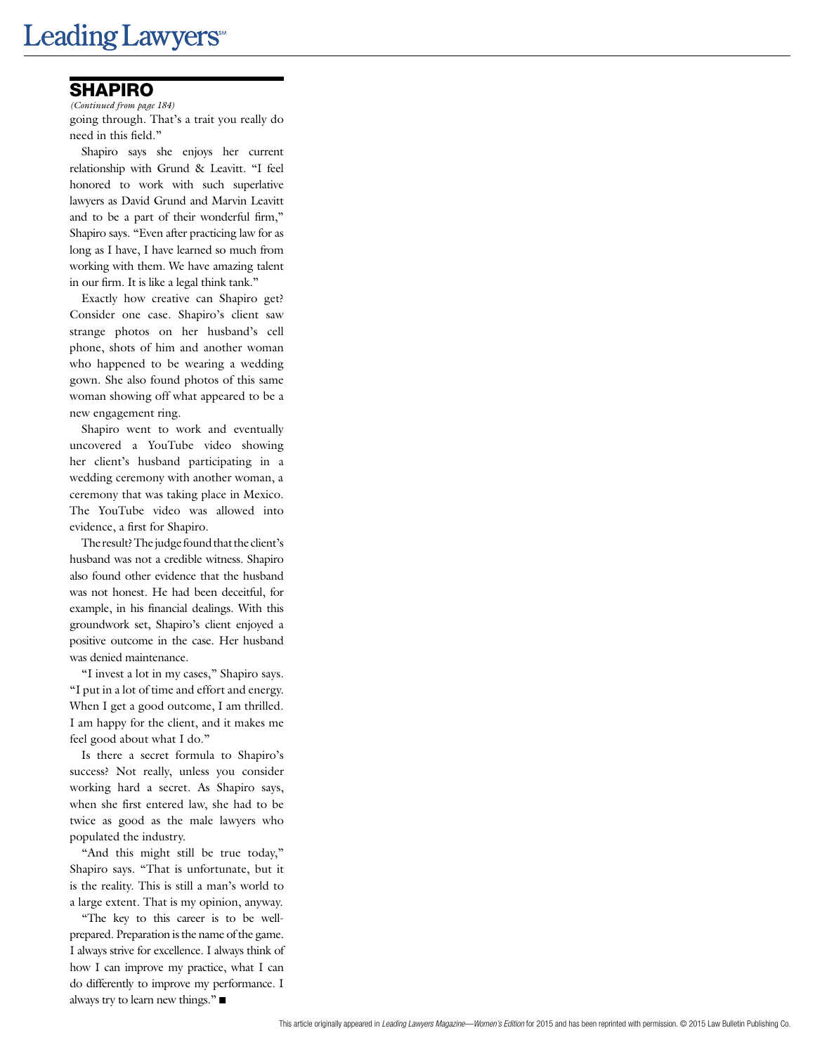## SHAPIRO

*(Continued from page 184)*

going through. That's a trait you really do need in this field."

Shapiro says she enjoys her current relationship with Grund & Leavitt. "I feel honored to work with such superlative lawyers as David Grund and Marvin Leavitt and to be a part of their wonderful firm," Shapiro says. "Even after practicing law for as long as I have, I have learned so much from working with them. We have amazing talent in our firm. It is like a legal think tank."

Exactly how creative can Shapiro get? Consider one case. Shapiro's client saw strange photos on her husband's cell phone, shots of him and another woman who happened to be wearing a wedding gown. She also found photos of this same woman showing off what appeared to be a new engagement ring.

Shapiro went to work and eventually uncovered a YouTube video showing her client's husband participating in a wedding ceremony with another woman, a ceremony that was taking place in Mexico. The YouTube video was allowed into evidence, a first for Shapiro.

The result? The judge found that the client's husband was not a credible witness. Shapiro also found other evidence that the husband was not honest. He had been deceitful, for example, in his financial dealings. With this groundwork set, Shapiro's client enjoyed a positive outcome in the case. Her husband was denied maintenance.

"I invest a lot in my cases," Shapiro says. "I put in a lot of time and effort and energy. When I get a good outcome, I am thrilled. I am happy for the client, and it makes me feel good about what I do."

Is there a secret formula to Shapiro's success? Not really, unless you consider working hard a secret. As Shapiro says, when she first entered law, she had to be twice as good as the male lawyers who populated the industry.

"And this might still be true today," Shapiro says. "That is unfortunate, but it is the reality. This is still a man's world to a large extent. That is my opinion, anyway.

"The key to this career is to be well-prepared. Preparation is the name of the game. I always strive for excellence. I always think of how I can improve my practice, what I can do differently to improve my performance. I always try to learn new things." ■

This article originally appeared in *Leading Lawyers Magazine—Women's Edition* for 2015 and has been reprinted with permission. © 2015 Law Bulletin Publishing Co.